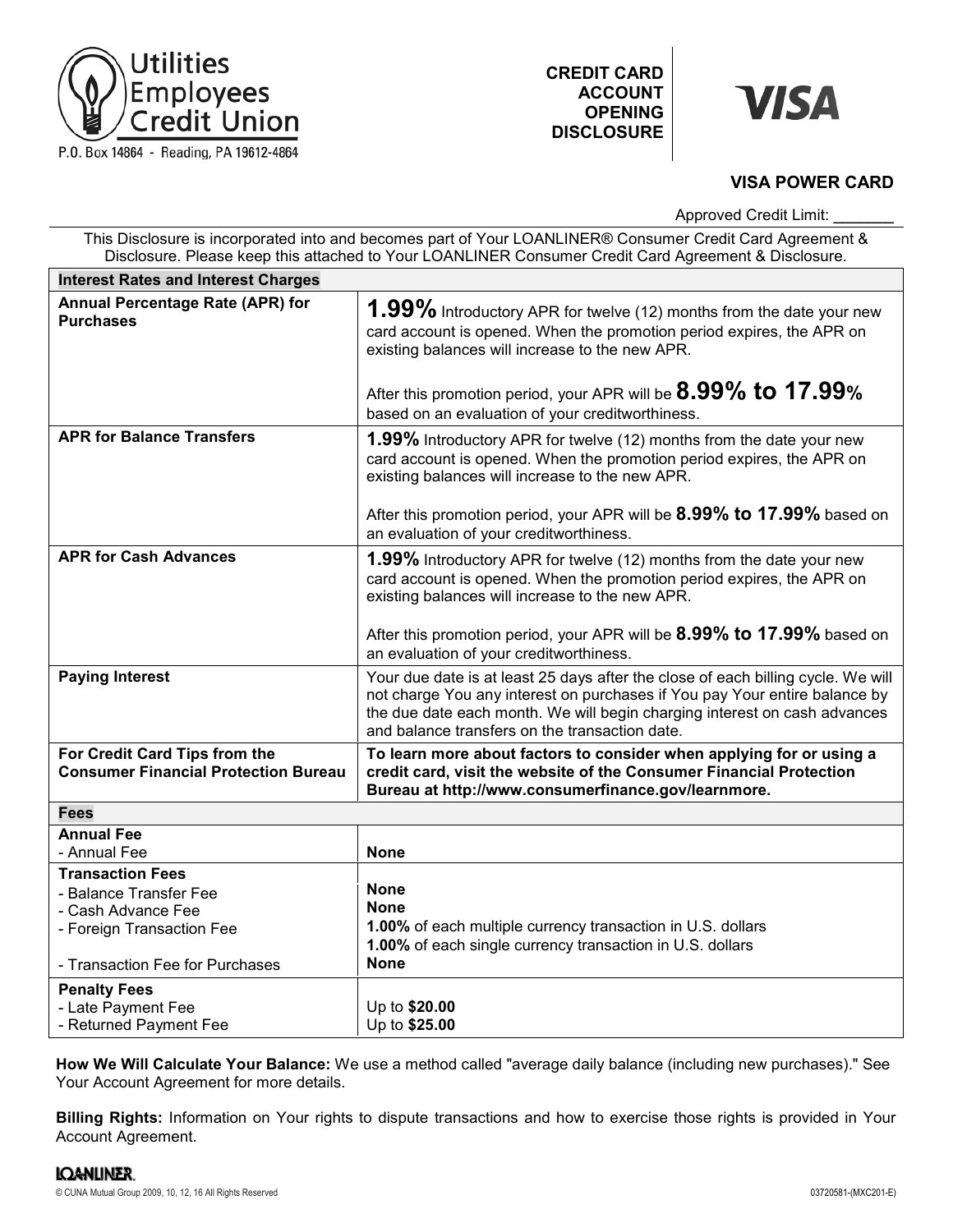Utilities Employees Credit Union

P.O. Box 14864 - Reading, PA 19612-4864

**CREDIT CARD ACCOUNT OPENING DISCLOSURE**

**VISA**

## VISA POWER CARD

Approved Credit Limit: _______

This Disclosure is incorporated into and becomes part of Your LOANLINER® Consumer Credit Card Agreement & Disclosure. Please keep this attached to Your LOANLINER Consumer Credit Card Agreement & Disclosure.

| **Interest Rates and Interest Charges** | |
|---|---|
| **Annual Percentage Rate (APR) for Purchases** | **1.99%** Introductory APR for twelve (12) months from the date your new card account is opened. When the promotion period expires, the APR on existing balances will increase to the new APR.<br><br>After this promotion period, your APR will be **8.99% to 17.99%** based on an evaluation of your creditworthiness. |
| **APR for Balance Transfers** | **1.99%** Introductory APR for twelve (12) months from the date your new card account is opened. When the promotion period expires, the APR on existing balances will increase to the new APR.<br><br>After this promotion period, your APR will be **8.99% to 17.99%** based on an evaluation of your creditworthiness. |
| **APR for Cash Advances** | **1.99%** Introductory APR for twelve (12) months from the date your new card account is opened. When the promotion period expires, the APR on existing balances will increase to the new APR.<br><br>After this promotion period, your APR will be **8.99% to 17.99%** based on an evaluation of your creditworthiness. |
| **Paying Interest** | Your due date is at least 25 days after the close of each billing cycle. We will not charge You any interest on purchases if You pay Your entire balance by the due date each month. We will begin charging interest on cash advances and balance transfers on the transaction date. |
| **For Credit Card Tips from the Consumer Financial Protection Bureau** | **To learn more about factors to consider when applying for or using a credit card, visit the website of the Consumer Financial Protection Bureau at http://www.consumerfinance.gov/learnmore.** |
| **Fees** | |
| **Annual Fee**<br>- Annual Fee | **None** |
| **Transaction Fees**<br>- Balance Transfer Fee<br>- Cash Advance Fee<br>- Foreign Transaction Fee<br><br>- Transaction Fee for Purchases | <br>**None**<br>**None**<br>**1.00%** of each multiple currency transaction in U.S. dollars<br>**1.00%** of each single currency transaction in U.S. dollars<br>**None** |
| **Penalty Fees**<br>- Late Payment Fee<br>- Returned Payment Fee | <br>Up to **$20.00**<br>Up to **$25.00** |

**How We Will Calculate Your Balance:** We use a method called "average daily balance (including new purchases)." See Your Account Agreement for more details.

**Billing Rights:** Information on Your rights to dispute transactions and how to exercise those rights is provided in Your Account Agreement.

LOANLINER

© CUNA Mutual Group 2009, 10, 12, 16 All Rights Reserved 03720581-(MXC201-E)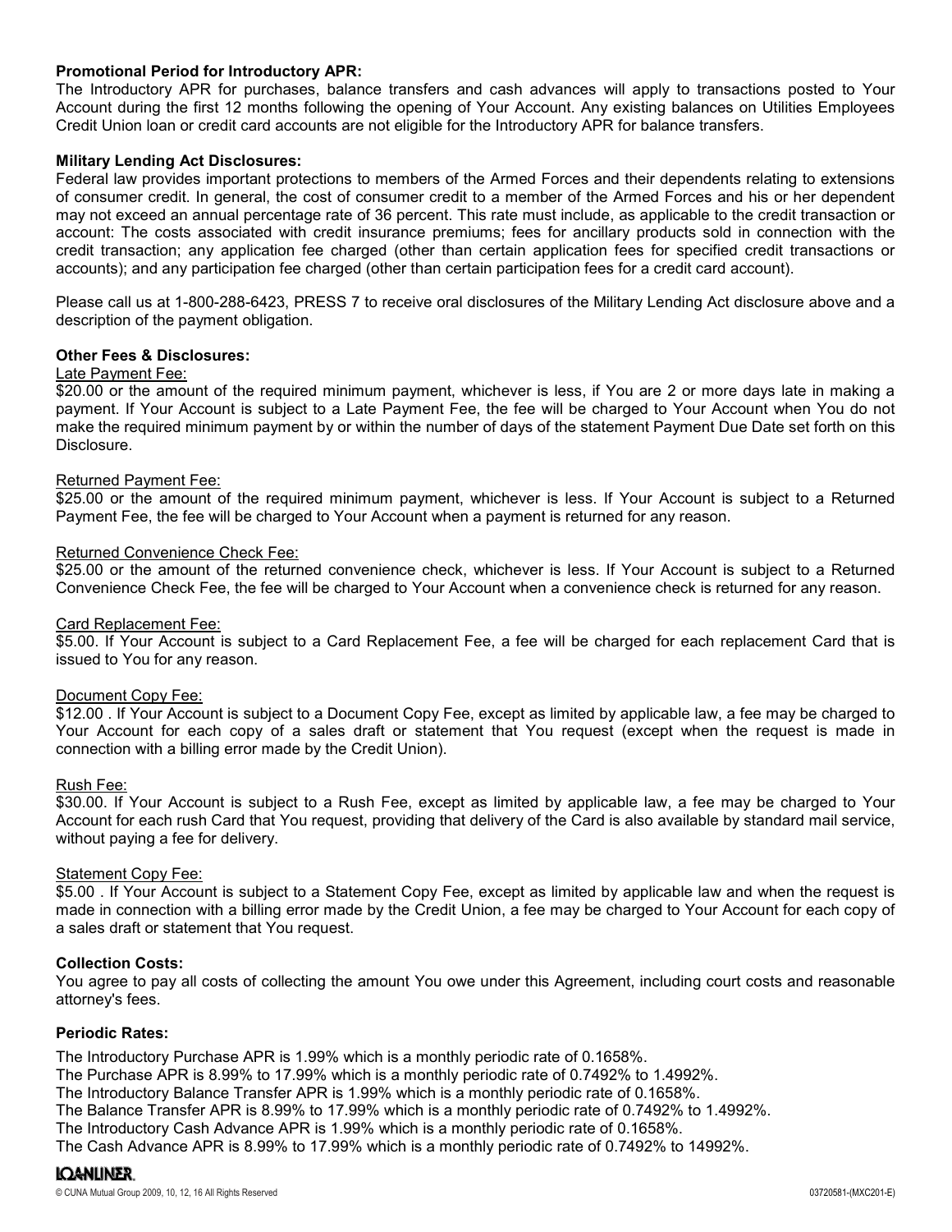**Promotional Period for Introductory APR:**

The Introductory APR for purchases, balance transfers and cash advances will apply to transactions posted to Your Account during the first 12 months following the opening of Your Account. Any existing balances on Utilities Employees Credit Union loan or credit card accounts are not eligible for the Introductory APR for balance transfers.

**Military Lending Act Disclosures:**

Federal law provides important protections to members of the Armed Forces and their dependents relating to extensions of consumer credit. In general, the cost of consumer credit to a member of the Armed Forces and his or her dependent may not exceed an annual percentage rate of 36 percent. This rate must include, as applicable to the credit transaction or account: The costs associated with credit insurance premiums; fees for ancillary products sold in connection with the credit transaction; any application fee charged (other than certain application fees for specified credit transactions or accounts); and any participation fee charged (other than certain participation fees for a credit card account).

Please call us at 1-800-288-6423, PRESS 7 to receive oral disclosures of the Military Lending Act disclosure above and a description of the payment obligation.

**Other Fees & Disclosures:**

Late Payment Fee:

$20.00 or the amount of the required minimum payment, whichever is less, if You are 2 or more days late in making a payment. If Your Account is subject to a Late Payment Fee, the fee will be charged to Your Account when You do not make the required minimum payment by or within the number of days of the statement Payment Due Date set forth on this Disclosure.

Returned Payment Fee:

$25.00 or the amount of the required minimum payment, whichever is less. If Your Account is subject to a Returned Payment Fee, the fee will be charged to Your Account when a payment is returned for any reason.

Returned Convenience Check Fee:

$25.00 or the amount of the returned convenience check, whichever is less. If Your Account is subject to a Returned Convenience Check Fee, the fee will be charged to Your Account when a convenience check is returned for any reason.

Card Replacement Fee:

$5.00. If Your Account is subject to a Card Replacement Fee, a fee will be charged for each replacement Card that is issued to You for any reason.

Document Copy Fee:

$12.00 . If Your Account is subject to a Document Copy Fee, except as limited by applicable law, a fee may be charged to Your Account for each copy of a sales draft or statement that You request (except when the request is made in connection with a billing error made by the Credit Union).

Rush Fee:

$30.00. If Your Account is subject to a Rush Fee, except as limited by applicable law, a fee may be charged to Your Account for each rush Card that You request, providing that delivery of the Card is also available by standard mail service, without paying a fee for delivery.

Statement Copy Fee:

$5.00 . If Your Account is subject to a Statement Copy Fee, except as limited by applicable law and when the request is made in connection with a billing error made by the Credit Union, a fee may be charged to Your Account for each copy of a sales draft or statement that You request.

**Collection Costs:**

You agree to pay all costs of collecting the amount You owe under this Agreement, including court costs and reasonable attorney's fees.

**Periodic Rates:**

The Introductory Purchase APR is 1.99% which is a monthly periodic rate of 0.1658%.
The Purchase APR is 8.99% to 17.99% which is a monthly periodic rate of 0.7492% to 1.4992%.
The Introductory Balance Transfer APR is 1.99% which is a monthly periodic rate of 0.1658%.
The Balance Transfer APR is 8.99% to 17.99% which is a monthly periodic rate of 0.7492% to 1.4992%.
The Introductory Cash Advance APR is 1.99% which is a monthly periodic rate of 0.1658%.
The Cash Advance APR is 8.99% to 17.99% which is a monthly periodic rate of 0.7492% to 14992%.

LOANLINER

© CUNA Mutual Group 2009, 10, 12, 16 All Rights Reserved 03720581-(MXC201-E)